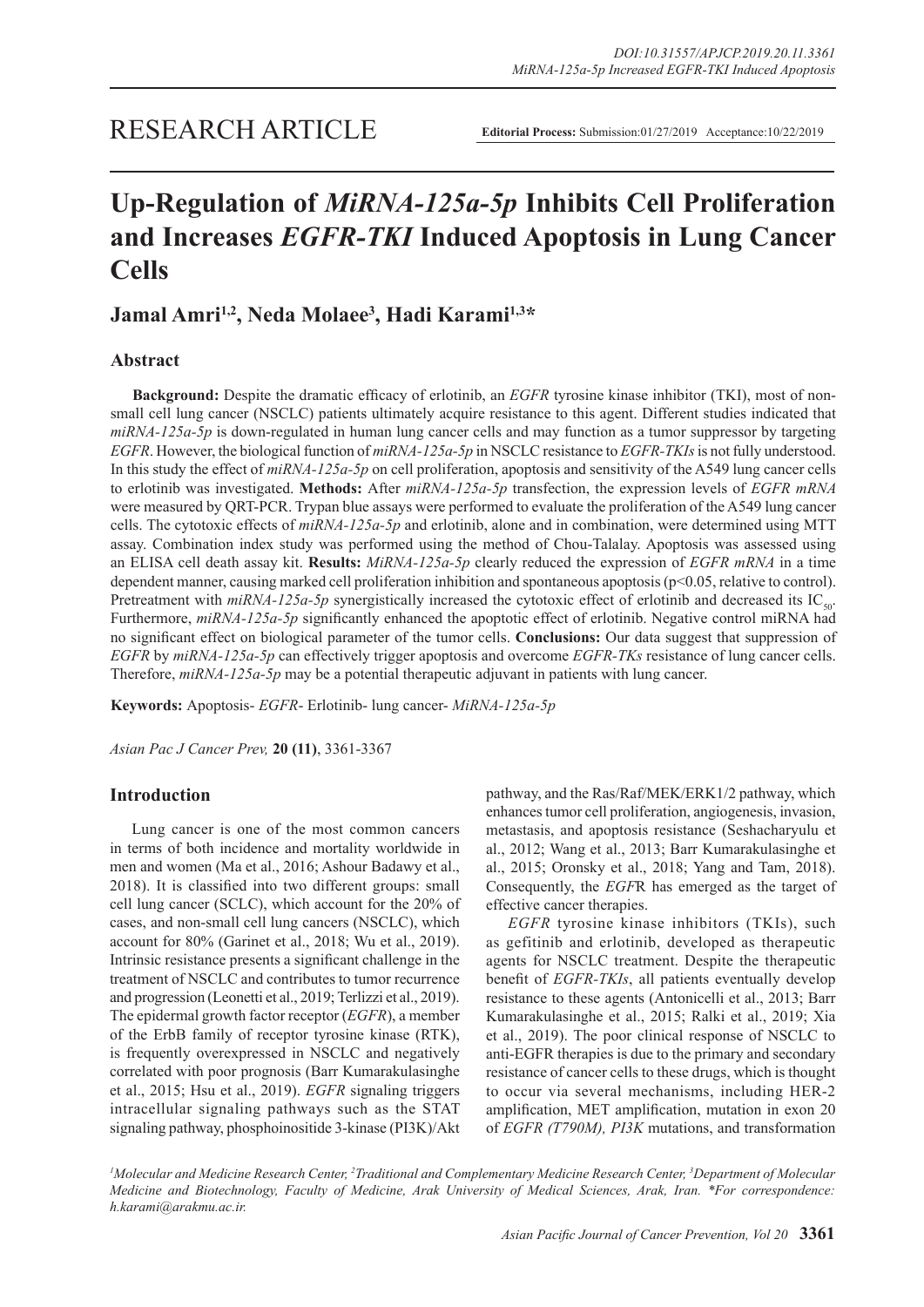RESEARCH ARTICLE

**Editorial Process:** Submission:01/27/2019 Acceptance:10/22/2019

# Up-Regulation of *MiRNA-125a-5p* Inhibits Cell Proliferation and Increases *EGFR-TKI* Induced Apoptosis in Lung Cancer Cells

**Jamal Amri[1,2], Neda Molaee[3], Hadi Karami[1,3]***

## Abstract

**Background:** Despite the dramatic efficacy of erlotinib, an *EGFR* tyrosine kinase inhibitor (TKI), most of non-small cell lung cancer (NSCLC) patients ultimately acquire resistance to this agent. Different studies indicated that *miRNA-125a-5p* is down-regulated in human lung cancer cells and may function as a tumor suppressor by targeting *EGFR*. However, the biological function of *miRNA-125a-5p* in NSCLC resistance to *EGFR-TKIs* is not fully understood. In this study the effect of *miRNA-125a-5p* on cell proliferation, apoptosis and sensitivity of the A549 lung cancer cells to erlotinib was investigated. **Methods:** After *miRNA-125a-5p* transfection, the expression levels of *EGFR mRNA* were measured by QRT-PCR. Trypan blue assays were performed to evaluate the proliferation of the A549 lung cancer cells. The cytotoxic effects of *miRNA-125a-5p* and erlotinib, alone and in combination, were determined using MTT assay. Combination index study was performed using the method of Chou-Talalay. Apoptosis was assessed using an ELISA cell death assay kit. **Results:** *MiRNA-125a-5p* clearly reduced the expression of *EGFR mRNA* in a time dependent manner, causing marked cell proliferation inhibition and spontaneous apoptosis ($p<0.05$, relative to control). Pretreatment with *miRNA-125a-5p* synergistically increased the cytotoxic effect of erlotinib and decreased its $IC_{50}$. Furthermore, *miRNA-125a-5p* significantly enhanced the apoptotic effect of erlotinib. Negative control miRNA had no significant effect on biological parameter of the tumor cells. **Conclusions:** Our data suggest that suppression of *EGFR* by *miRNA-125a-5p* can effectively trigger apoptosis and overcome *EGFR-TKs* resistance of lung cancer cells. Therefore, *miRNA-125a-5p* may be a potential therapeutic adjuvant in patients with lung cancer.

**Keywords:** Apoptosis- *EGFR*- Erlotinib- lung cancer- *MiRNA-125a-5p*

*Asian Pac J Cancer Prev,* **20 (11)**, 3361-3367

## Introduction

Lung cancer is one of the most common cancers in terms of both incidence and mortality worldwide in men and women (Ma et al., 2016; Ashour Badawy et al., 2018). It is classified into two different groups: small cell lung cancer (SCLC), which account for the 20% of cases, and non-small cell lung cancers (NSCLC), which account for 80% (Garinet et al., 2018; Wu et al., 2019). Intrinsic resistance presents a significant challenge in the treatment of NSCLC and contributes to tumor recurrence and progression (Leonetti et al., 2019; Terlizzi et al., 2019). The epidermal growth factor receptor (*EGFR*), a member of the ErbB family of receptor tyrosine kinase (RTK), is frequently overexpressed in NSCLC and negatively correlated with poor prognosis (Barr Kumarakulasinghe et al., 2015; Hsu et al., 2019). *EGFR* signaling triggers intracellular signaling pathways such as the STAT signaling pathway, phosphoinositide 3-kinase (PI3K)/Akt pathway, and the Ras/Raf/MEK/ERK1/2 pathway, which enhances tumor cell proliferation, angiogenesis, invasion, metastasis, and apoptosis resistance (Seshacharyulu et al., 2012; Wang et al., 2013; Barr Kumarakulasinghe et al., 2015; Oronsky et al., 2018; Yang and Tam, 2018). Consequently, the *EGF*R has emerged as the target of effective cancer therapies.

*EGFR* tyrosine kinase inhibitors (TKIs), such as gefitinib and erlotinib, developed as therapeutic agents for NSCLC treatment. Despite the therapeutic benefit of *EGFR-TKIs*, all patients eventually develop resistance to these agents (Antonicelli et al., 2013; Barr Kumarakulasinghe et al., 2015; Ralki et al., 2019; Xia et al., 2019). The poor clinical response of NSCLC to anti-EGFR therapies is due to the primary and secondary resistance of cancer cells to these drugs, which is thought to occur via several mechanisms, including HER-2 amplification, MET amplification, mutation in exon 20 of *EGFR (T790M), PI3K* mutations, and transformation

[1]Molecular and Medicine Research Center, [2]Traditional and Complementary Medicine Research Center, [3]Department of Molecular Medicine and Biotechnology, Faculty of Medicine, Arak University of Medical Sciences, Arak, Iran. *For correspondence: h.karami@arakmu.ac.ir.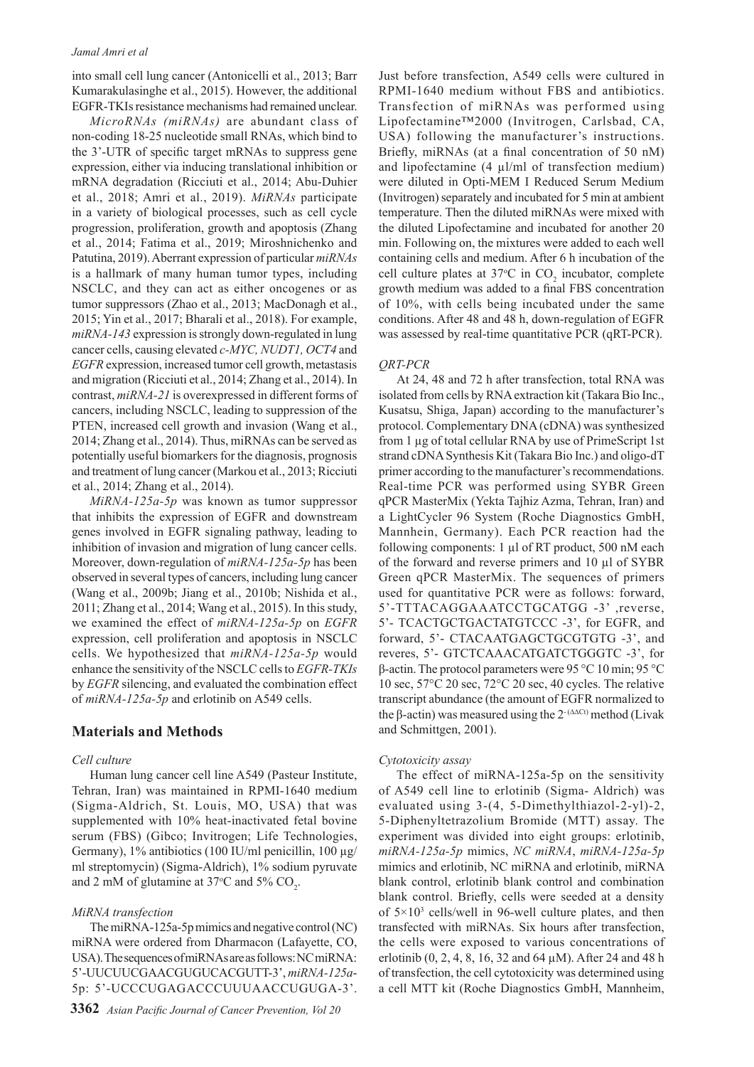into small cell lung cancer (Antonicelli et al., 2013; Barr Kumarakulasinghe et al., 2015). However, the additional EGFR-TKIs resistance mechanisms had remained unclear.

*MicroRNAs (miRNAs)* are abundant class of non-coding 18-25 nucleotide small RNAs, which bind to the 3'-UTR of specific target mRNAs to suppress gene expression, either via inducing translational inhibition or mRNA degradation (Ricciuti et al., 2014; Abu-Duhier et al., 2018; Amri et al., 2019). *MiRNAs* participate in a variety of biological processes, such as cell cycle progression, proliferation, growth and apoptosis (Zhang et al., 2014; Fatima et al., 2019; Miroshnichenko and Patutina, 2019). Aberrant expression of particular *miRNAs* is a hallmark of many human tumor types, including NSCLC, and they can act as either oncogenes or as tumor suppressors (Zhao et al., 2013; MacDonagh et al., 2015; Yin et al., 2017; Bharali et al., 2018). For example, *miRNA-143* expression is strongly down-regulated in lung cancer cells, causing elevated *c-MYC, NUDT1, OCT4* and *EGFR* expression, increased tumor cell growth, metastasis and migration (Ricciuti et al., 2014; Zhang et al., 2014). In contrast, *miRNA-21* is overexpressed in different forms of cancers, including NSCLC, leading to suppression of the PTEN, increased cell growth and invasion (Wang et al., 2014; Zhang et al., 2014). Thus, miRNAs can be served as potentially useful biomarkers for the diagnosis, prognosis and treatment of lung cancer (Markou et al., 2013; Ricciuti et al., 2014; Zhang et al., 2014).

*MiRNA-125a-5p* was known as tumor suppressor that inhibits the expression of EGFR and downstream genes involved in EGFR signaling pathway, leading to inhibition of invasion and migration of lung cancer cells. Moreover, down-regulation of *miRNA-125a-5p* has been observed in several types of cancers, including lung cancer (Wang et al., 2009b; Jiang et al., 2010b; Nishida et al., 2011; Zhang et al., 2014; Wang et al., 2015). In this study, we examined the effect of *miRNA-125a-5p* on *EGFR* expression, cell proliferation and apoptosis in NSCLC cells. We hypothesized that *miRNA-125a-5p* would enhance the sensitivity of the NSCLC cells to *EGFR-TKIs* by *EGFR* silencing, and evaluated the combination effect of *miRNA-125a-5p* and erlotinib on A549 cells.

## Materials and Methods

### *Cell culture*

Human lung cancer cell line A549 (Pasteur Institute, Tehran, Iran) was maintained in RPMI-1640 medium (Sigma-Aldrich, St. Louis, MO, USA) that was supplemented with 10% heat-inactivated fetal bovine serum (FBS) (Gibco; Invitrogen; Life Technologies, Germany), 1% antibiotics (100 IU/ml penicillin, 100 µg/ml streptomycin) (Sigma-Aldrich), 1% sodium pyruvate and 2 mM of glutamine at 37°C and 5% $CO_2$.

### *MiRNA transfection*

The miRNA-125a-5p mimics and negative control (NC) miRNA were ordered from Dharmacon (Lafayette, CO, USA). The sequences of miRNAs are as follows: NC miRNA: 5'-UUCUUCGAACGUGUCACGUTT-3', *miRNA-125a*-5p: 5'-UCCCUGAGACCCUUUAACCUGUGA-3'. Just before transfection, A549 cells were cultured in RPMI-1640 medium without FBS and antibiotics. Transfection of miRNAs was performed using Lipofectamine™2000 (Invitrogen, Carlsbad, CA, USA) following the manufacturer's instructions. Briefly, miRNAs (at a final concentration of 50 nM) and lipofectamine (4 µl/ml of transfection medium) were diluted in Opti-MEM I Reduced Serum Medium (Invitrogen) separately and incubated for 5 min at ambient temperature. Then the diluted miRNAs were mixed with the diluted Lipofectamine and incubated for another 20 min. Following on, the mixtures were added to each well containing cells and medium. After 6 h incubation of the cell culture plates at 37°C in $CO_2$ incubator, complete growth medium was added to a final FBS concentration of 10%, with cells being incubated under the same conditions. After 48 and 48 h, down-regulation of EGFR was assessed by real-time quantitative PCR (qRT-PCR).

### *QRT-PCR*

At 24, 48 and 72 h after transfection, total RNA was isolated from cells by RNA extraction kit (Takara Bio Inc., Kusatsu, Shiga, Japan) according to the manufacturer's protocol. Complementary DNA (cDNA) was synthesized from 1 µg of total cellular RNA by use of PrimeScript 1st strand cDNA Synthesis Kit (Takara Bio Inc.) and oligo-dT primer according to the manufacturer's recommendations. Real-time PCR was performed using SYBR Green qPCR MasterMix (Yekta Tajhiz Azma, Tehran, Iran) and a LightCycler 96 System (Roche Diagnostics GmbH, Mannhein, Germany). Each PCR reaction had the following components: 1 µl of RT product, 500 nM each of the forward and reverse primers and 10 µl of SYBR Green qPCR MasterMix. The sequences of primers used for quantitative PCR were as follows: forward, 5'-TTTACAGGAAATCCTGCATGG -3' ,reverse, 5'- TCACTGCTGACTATGTCCC -3', for EGFR, and forward, 5'- CTACAATGAGCTGCGTGTG -3', and reveres, 5'- GTCTCAAACATGATCTGGGTC -3', for β-actin. The protocol parameters were 95 °C 10 min; 95 °C 10 sec, 57°C 20 sec, 72°C 20 sec, 40 cycles. The relative transcript abundance (the amount of EGFR normalized to the β-actin) was measured using the $2^{-(\Delta\Delta Ct)}$ method (Livak and Schmittgen, 2001).

### *Cytotoxicity assay*

The effect of miRNA-125a-5p on the sensitivity of A549 cell line to erlotinib (Sigma- Aldrich) was evaluated using 3-(4, 5-Dimethylthiazol-2-yl)-2, 5-Diphenyltetrazolium Bromide (MTT) assay. The experiment was divided into eight groups: erlotinib, *miRNA-125a-5p* mimics, *NC miRNA*, *miRNA-125a-5p* mimics and erlotinib, NC miRNA and erlotinib, miRNA blank control, erlotinib blank control and combination blank control. Briefly, cells were seeded at a density of $5\times10^3$ cells/well in 96-well culture plates, and then transfected with miRNAs. Six hours after transfection, the cells were exposed to various concentrations of erlotinib (0, 2, 4, 8, 16, 32 and 64 µM). After 24 and 48 h of transfection, the cell cytotoxicity was determined using a cell MTT kit (Roche Diagnostics GmbH, Mannheim,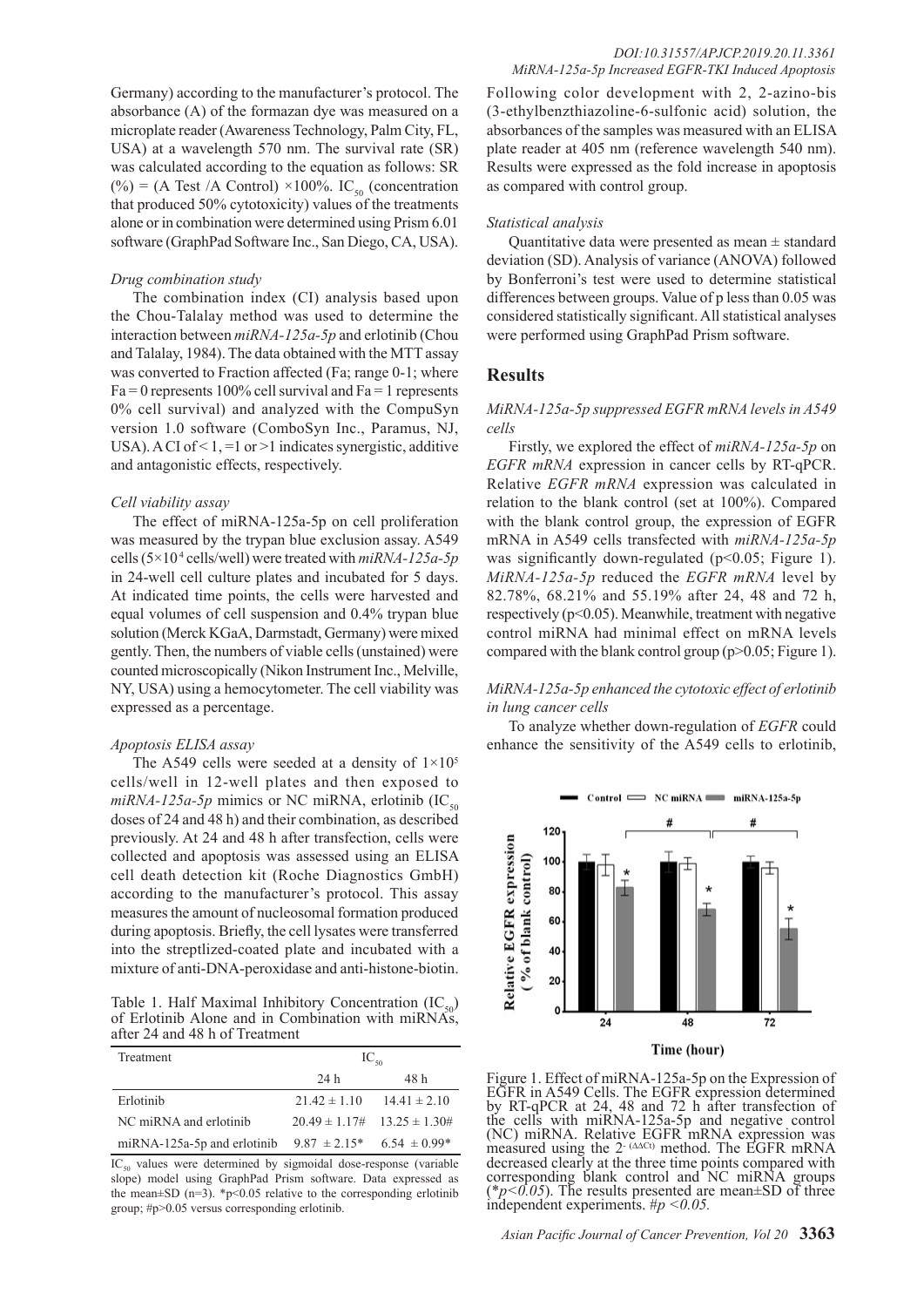Germany) according to the manufacturer's protocol. The absorbance (A) of the formazan dye was measured on a microplate reader (Awareness Technology, Palm City, FL, USA) at a wavelength 570 nm. The survival rate (SR) was calculated according to the equation as follows: SR (%) = (A Test /A Control) ×100%. $IC_{50}$ (concentration that produced 50% cytotoxicity) values of the treatments alone or in combination were determined using Prism 6.01 software (GraphPad Software Inc., San Diego, CA, USA).

### *Drug combination study*

The combination index (CI) analysis based upon the Chou-Talalay method was used to determine the interaction between *miRNA-125a-5p* and erlotinib (Chou and Talalay, 1984). The data obtained with the MTT assay was converted to Fraction affected (Fa; range 0-1; where Fa = 0 represents 100% cell survival and Fa = 1 represents 0% cell survival) and analyzed with the CompuSyn version 1.0 software (ComboSyn Inc., Paramus, NJ, USA). A CI of < 1, =1 or >1 indicates synergistic, additive and antagonistic effects, respectively.

### *Cell viability assay*

The effect of miRNA-125a-5p on cell proliferation was measured by the trypan blue exclusion assay. A549 cells ($5×10^4$ cells/well) were treated with *miRNA-125a-5p* in 24-well cell culture plates and incubated for 5 days. At indicated time points, the cells were harvested and equal volumes of cell suspension and 0.4% trypan blue solution (Merck KGaA, Darmstadt, Germany) were mixed gently. Then, the numbers of viable cells (unstained) were counted microscopically (Nikon Instrument Inc., Melville, NY, USA) using a hemocytometer. The cell viability was expressed as a percentage.

### *Apoptosis ELISA assay*

The A549 cells were seeded at a density of $1×10^5$ cells/well in 12-well plates and then exposed to *miRNA-125a-5p* mimics or NC miRNA, erlotinib ($IC_{50}$ doses of 24 and 48 h) and their combination, as described previously. At 24 and 48 h after transfection, cells were collected and apoptosis was assessed using an ELISA cell death detection kit (Roche Diagnostics GmbH) according to the manufacturer's protocol. This assay measures the amount of nucleosomal formation produced during apoptosis. Briefly, the cell lysates were transferred into the streptlized-coated plate and incubated with a mixture of anti-DNA-peroxidase and anti-histone-biotin.

Table 1. Half Maximal Inhibitory Concentration ($IC_{50}$) of Erlotinib Alone and in Combination with miRNAs, after 24 and 48 h of Treatment

| Treatment | $IC_{50}$ | |
|---|---|---|
| | 24 h | 48 h |
| Erlotinib | 21.42 ± 1.10 | 14.41 ± 2.10 |
| NC miRNA and erlotinib | 20.49 ± 1.17# | 13.25 ± 1.30# |
| miRNA-125a-5p and erlotinib | 9.87 ± 2.15* | 6.54 ± 0.99* |

$IC_{50}$ values were determined by sigmoidal dose-response (variable slope) model using GraphPad Prism software. Data expressed as the mean±SD (n=3). *p<0.05 relative to the corresponding erlotinib group; #p>0.05 versus corresponding erlotinib.

Following color development with 2, 2-azino-bis (3-ethylbenzthiazoline-6-sulfonic acid) solution, the absorbances of the samples was measured with an ELISA plate reader at 405 nm (reference wavelength 540 nm). Results were expressed as the fold increase in apoptosis as compared with control group.

### *Statistical analysis*

Quantitative data were presented as mean ± standard deviation (SD). Analysis of variance (ANOVA) followed by Bonferroni's test were used to determine statistical differences between groups. Value of p less than 0.05 was considered statistically significant. All statistical analyses were performed using GraphPad Prism software.

## Results

### *MiRNA-125a-5p suppressed EGFR mRNA levels in A549 cells*

Firstly, we explored the effect of *miRNA-125a-5p* on *EGFR mRNA* expression in cancer cells by RT-qPCR. Relative *EGFR mRNA* expression was calculated in relation to the blank control (set at 100%). Compared with the blank control group, the expression of EGFR mRNA in A549 cells transfected with *miRNA-125a-5p* was significantly down-regulated (p<0.05; Figure 1). *MiRNA-125a-5p* reduced the *EGFR mRNA* level by 82.78%, 68.21% and 55.19% after 24, 48 and 72 h, respectively (p<0.05). Meanwhile, treatment with negative control miRNA had minimal effect on mRNA levels compared with the blank control group (p>0.05; Figure 1).

### *MiRNA-125a-5p enhanced the cytotoxic effect of erlotinib in lung cancer cells*

To analyze whether down-regulation of *EGFR* could enhance the sensitivity of the A549 cells to erlotinib,

Figure 1. Effect of miRNA-125a-5p on the Expression of EGFR in A549 Cells. The EGFR expression determined by RT-qPCR at 24, 48 and 72 h after transfection of the cells with miRNA-125a-5p and negative control (NC) miRNA. Relative EGFR mRNA expression was measured using the $2^{-(\Delta\Delta Ct)}$ method. The EGFR mRNA decreased clearly at the three time points compared with corresponding blank control and NC miRNA groups (*$p<0.05$). The results presented are mean±SD of three independent experiments. #$p<0.05$.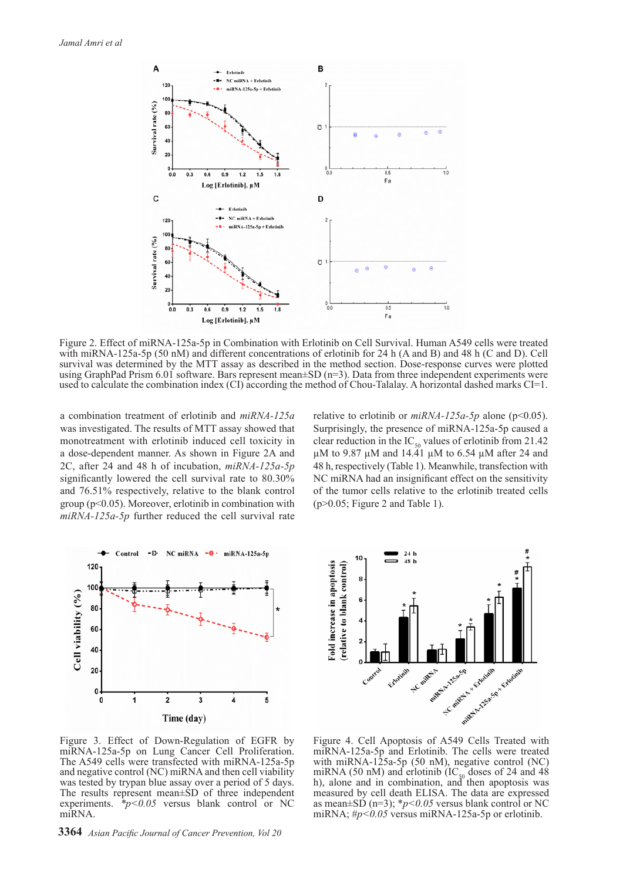Figure 2. Effect of miRNA-125a-5p in Combination with Erlotinib on Cell Survival. Human A549 cells were treated with miRNA-125a-5p (50 nM) and different concentrations of erlotinib for 24 h (A and B) and 48 h (C and D). Cell survival was determined by the MTT assay as described in the method section. Dose-response curves were plotted using GraphPad Prism 6.01 software. Bars represent mean±SD (n=3). Data from three independent experiments were used to calculate the combination index (CI) according the method of Chou-Talalay. A horizontal dashed marks CI=1.

a combination treatment of erlotinib and *miRNA-125a* was investigated. The results of MTT assay showed that monotreatment with erlotinib induced cell toxicity in a dose-dependent manner. As shown in Figure 2A and 2C, after 24 and 48 h of incubation, *miRNA-125a-5p* significantly lowered the cell survival rate to 80.30% and 76.51% respectively, relative to the blank control group ($p<0.05$). Moreover, erlotinib in combination with *miRNA-125a-5p* further reduced the cell survival rate relative to erlotinib or *miRNA-125a-5p* alone ($p<0.05$). Surprisingly, the presence of miRNA-125a-5p caused a clear reduction in the $IC_{50}$ values of erlotinib from 21.42 µM to 9.87 µM and 14.41 µM to 6.54 µM after 24 and 48 h, respectively (Table 1). Meanwhile, transfection with NC miRNA had an insignificant effect on the sensitivity of the tumor cells relative to the erlotinib treated cells ($p>0.05$; Figure 2 and Table 1).

Figure 3. Effect of Down-Regulation of EGFR by miRNA-125a-5p on Lung Cancer Cell Proliferation. The A549 cells were transfected with miRNA-125a-5p and negative control (NC) miRNA and then cell viability was tested by trypan blue assay over a period of 5 days. The results represent mean±SD of three independent experiments. *$p<0.05$ versus blank control or NC miRNA.

Figure 4. Cell Apoptosis of A549 Cells Treated with miRNA-125a-5p and Erlotinib. The cells were treated with miRNA-125a-5p (50 nM), negative control (NC) miRNA (50 nM) and erlotinib ($IC_{50}$ doses of 24 and 48 h), alone and in combination, and then apoptosis was measured by cell death ELISA. The data are expressed as mean±SD (n=3); *$p<0.05$ versus blank control or NC miRNA; #$p<0.05$ versus miRNA-125a-5p or erlotinib.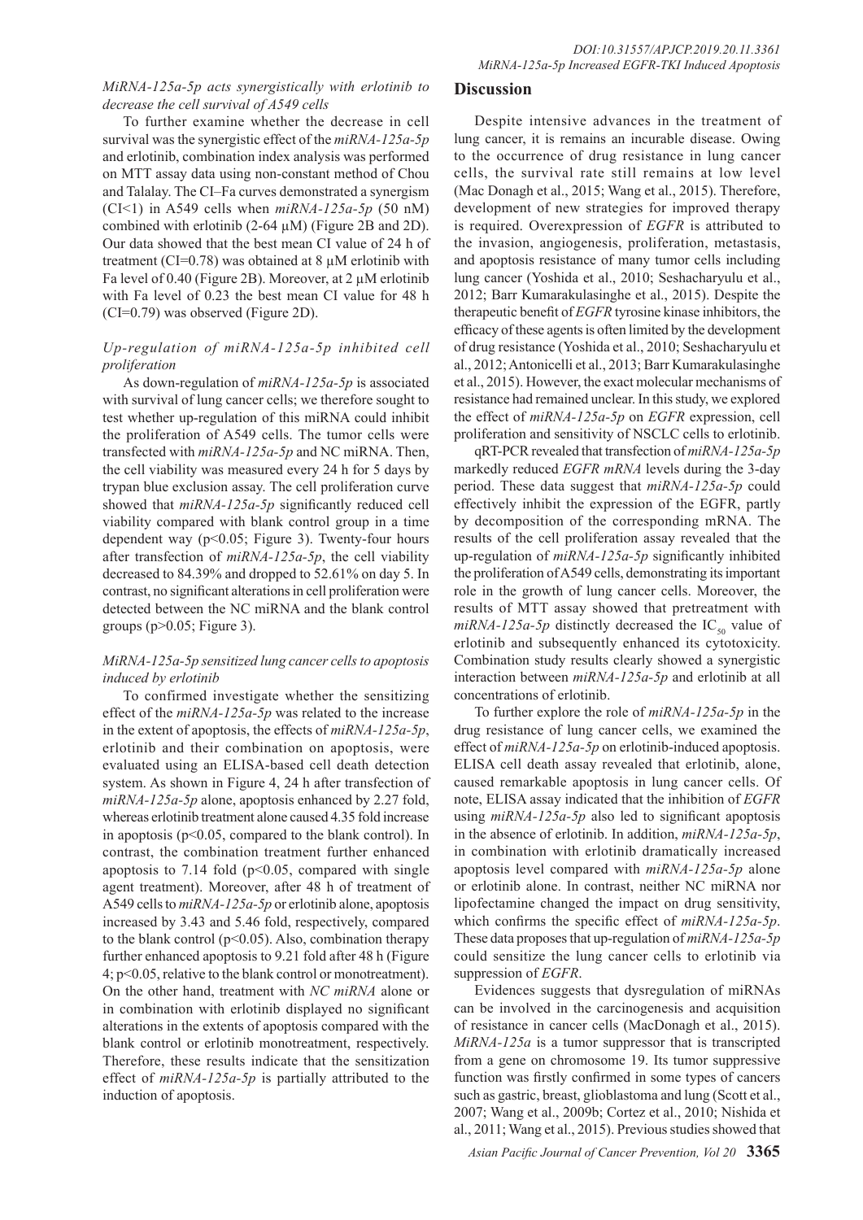### *MiRNA-125a-5p acts synergistically with erlotinib to decrease the cell survival of A549 cells*

To further examine whether the decrease in cell survival was the synergistic effect of the *miRNA-125a-5p* and erlotinib, combination index analysis was performed on MTT assay data using non-constant method of Chou and Talalay. The CI–Fa curves demonstrated a synergism (CI<1) in A549 cells when *miRNA-125a-5p* (50 nM) combined with erlotinib (2-64 µM) (Figure 2B and 2D). Our data showed that the best mean CI value of 24 h of treatment (CI=0.78) was obtained at 8 µM erlotinib with Fa level of 0.40 (Figure 2B). Moreover, at 2 µM erlotinib with Fa level of 0.23 the best mean CI value for 48 h (CI=0.79) was observed (Figure 2D).

### *Up-regulation of miRNA-125a-5p inhibited cell proliferation*

As down-regulation of *miRNA-125a-5p* is associated with survival of lung cancer cells; we therefore sought to test whether up-regulation of this miRNA could inhibit the proliferation of A549 cells. The tumor cells were transfected with *miRNA-125a-5p* and NC miRNA. Then, the cell viability was measured every 24 h for 5 days by trypan blue exclusion assay. The cell proliferation curve showed that *miRNA-125a-5p* significantly reduced cell viability compared with blank control group in a time dependent way ($p<0.05$; Figure 3). Twenty-four hours after transfection of *miRNA-125a-5p*, the cell viability decreased to 84.39% and dropped to 52.61% on day 5. In contrast, no significant alterations in cell proliferation were detected between the NC miRNA and the blank control groups ($p>0.05$; Figure 3).

### *MiRNA-125a-5p sensitized lung cancer cells to apoptosis induced by erlotinib*

To confirmed investigate whether the sensitizing effect of the *miRNA-125a-5p* was related to the increase in the extent of apoptosis, the effects of *miRNA-125a-5p*, erlotinib and their combination on apoptosis, were evaluated using an ELISA-based cell death detection system. As shown in Figure 4, 24 h after transfection of *miRNA-125a-5p* alone, apoptosis enhanced by 2.27 fold, whereas erlotinib treatment alone caused 4.35 fold increase in apoptosis ($p<0.05$, compared to the blank control). In contrast, the combination treatment further enhanced apoptosis to 7.14 fold ($p<0.05$, compared with single agent treatment). Moreover, after 48 h of treatment of A549 cells to *miRNA-125a-5p* or erlotinib alone, apoptosis increased by 3.43 and 5.46 fold, respectively, compared to the blank control ($p<0.05$). Also, combination therapy further enhanced apoptosis to 9.21 fold after 48 h (Figure 4; $p<0.05$, relative to the blank control or monotreatment). On the other hand, treatment with *NC miRNA* alone or in combination with erlotinib displayed no significant alterations in the extents of apoptosis compared with the blank control or erlotinib monotreatment, respectively. Therefore, these results indicate that the sensitization effect of *miRNA-125a-5p* is partially attributed to the induction of apoptosis.

## Discussion

Despite intensive advances in the treatment of lung cancer, it is remains an incurable disease. Owing to the occurrence of drug resistance in lung cancer cells, the survival rate still remains at low level (Mac Donagh et al., 2015; Wang et al., 2015). Therefore, development of new strategies for improved therapy is required. Overexpression of *EGFR* is attributed to the invasion, angiogenesis, proliferation, metastasis, and apoptosis resistance of many tumor cells including lung cancer (Yoshida et al., 2010; Seshacharyulu et al., 2012; Barr Kumarakulasinghe et al., 2015). Despite the therapeutic benefit of *EGFR* tyrosine kinase inhibitors, the efficacy of these agents is often limited by the development of drug resistance (Yoshida et al., 2010; Seshacharyulu et al., 2012; Antonicelli et al., 2013; Barr Kumarakulasinghe et al., 2015). However, the exact molecular mechanisms of resistance had remained unclear. In this study, we explored the effect of *miRNA-125a-5p* on *EGFR* expression, cell proliferation and sensitivity of NSCLC cells to erlotinib.

qRT-PCR revealed that transfection of *miRNA-125a-5p* markedly reduced *EGFR mRNA* levels during the 3-day period. These data suggest that *miRNA-125a-5p* could effectively inhibit the expression of the EGFR, partly by decomposition of the corresponding mRNA. The results of the cell proliferation assay revealed that the up-regulation of *miRNA-125a-5p* significantly inhibited the proliferation of A549 cells, demonstrating its important role in the growth of lung cancer cells. Moreover, the results of MTT assay showed that pretreatment with *miRNA-125a-5p* distinctly decreased the $IC_{50}$ value of erlotinib and subsequently enhanced its cytotoxicity. Combination study results clearly showed a synergistic interaction between *miRNA-125a-5p* and erlotinib at all concentrations of erlotinib.

To further explore the role of *miRNA-125a-5p* in the drug resistance of lung cancer cells, we examined the effect of *miRNA-125a-5p* on erlotinib-induced apoptosis. ELISA cell death assay revealed that erlotinib, alone, caused remarkable apoptosis in lung cancer cells. Of note, ELISA assay indicated that the inhibition of *EGFR* using *miRNA-125a-5p* also led to significant apoptosis in the absence of erlotinib. In addition, *miRNA-125a-5p*, in combination with erlotinib dramatically increased apoptosis level compared with *miRNA-125a-5p* alone or erlotinib alone. In contrast, neither NC miRNA nor lipofectamine changed the impact on drug sensitivity, which confirms the specific effect of *miRNA-125a-5p*. These data proposes that up-regulation of *miRNA-125a-5p* could sensitize the lung cancer cells to erlotinib via suppression of *EGFR*.

Evidences suggests that dysregulation of miRNAs can be involved in the carcinogenesis and acquisition of resistance in cancer cells (MacDonagh et al., 2015). *MiRNA-125a* is a tumor suppressor that is transcripted from a gene on chromosome 19. Its tumor suppressive function was firstly confirmed in some types of cancers such as gastric, breast, glioblastoma and lung (Scott et al., 2007; Wang et al., 2009b; Cortez et al., 2010; Nishida et al., 2011; Wang et al., 2015). Previous studies showed that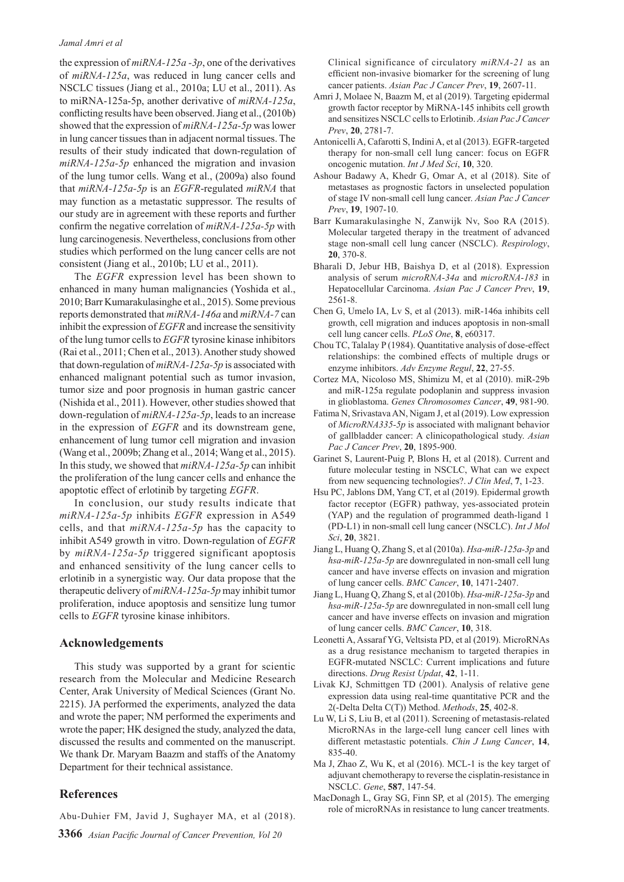the expression of *miRNA-125a -3p*, one of the derivatives of *miRNA-125a*, was reduced in lung cancer cells and NSCLC tissues (Jiang et al., 2010a; LU et al., 2011). As to miRNA-125a-5p, another derivative of *miRNA-125a*, conflicting results have been observed. Jiang et al., (2010b) showed that the expression of *miRNA-125a-5p* was lower in lung cancer tissues than in adjacent normal tissues. The results of their study indicated that down-regulation of *miRNA-125a-5p* enhanced the migration and invasion of the lung tumor cells. Wang et al., (2009a) also found that *miRNA-125a-5p* is an *EGFR*-regulated *miRNA* that may function as a metastatic suppressor. The results of our study are in agreement with these reports and further confirm the negative correlation of *miRNA-125a-5p* with lung carcinogenesis. Nevertheless, conclusions from other studies which performed on the lung cancer cells are not consistent (Jiang et al., 2010b; LU et al., 2011).

The *EGFR* expression level has been shown to enhanced in many human malignancies (Yoshida et al., 2010; Barr Kumarakulasinghe et al., 2015). Some previous reports demonstrated that *miRNA-146a* and *miRNA-7* can inhibit the expression of *EGFR* and increase the sensitivity of the lung tumor cells to *EGFR* tyrosine kinase inhibitors (Rai et al., 2011; Chen et al., 2013). Another study showed that down-regulation of *miRNA-125a-5p* is associated with enhanced malignant potential such as tumor invasion, tumor size and poor prognosis in human gastric cancer (Nishida et al., 2011). However, other studies showed that down-regulation of *miRNA-125a-5p*, leads to an increase in the expression of *EGFR* and its downstream gene, enhancement of lung tumor cell migration and invasion (Wang et al., 2009b; Zhang et al., 2014; Wang et al., 2015). In this study, we showed that *miRNA-125a-5p* can inhibit the proliferation of the lung cancer cells and enhance the apoptotic effect of erlotinib by targeting *EGFR*.

In conclusion, our study results indicate that *miRNA-125a-5p* inhibits *EGFR* expression in A549 cells, and that *miRNA-125a-5p* has the capacity to inhibit A549 growth in vitro. Down-regulation of *EGFR* by *miRNA-125a-5p* triggered significant apoptosis and enhanced sensitivity of the lung cancer cells to erlotinib in a synergistic way. Our data propose that the therapeutic delivery of *miRNA-125a-5p* may inhibit tumor proliferation, induce apoptosis and sensitize lung tumor cells to *EGFR* tyrosine kinase inhibitors.

## Acknowledgements

This study was supported by a grant for scientic research from the Molecular and Medicine Research Center, Arak University of Medical Sciences (Grant No. 2215). JA performed the experiments, analyzed the data and wrote the paper; NM performed the experiments and wrote the paper; HK designed the study, analyzed the data, discussed the results and commented on the manuscript. We thank Dr. Maryam Baazm and staffs of the Anatomy Department for their technical assistance.

## References

Abu-Duhier FM, Javid J, Sughayer MA, et al (2018). Clinical significance of circulatory *miRNA-21* as an efficient non-invasive biomarker for the screening of lung cancer patients. *Asian Pac J Cancer Prev*, **19**, 2607-11.

Amri J, Molaee N, Baazm M, et al (2019). Targeting epidermal growth factor receptor by MiRNA-145 inhibits cell growth and sensitizes NSCLC cells to Erlotinib. *Asian Pac J Cancer Prev*, **20**, 2781-7.

Antonicelli A, Cafarotti S, Indini A, et al (2013). EGFR-targeted therapy for non-small cell lung cancer: focus on EGFR oncogenic mutation. *Int J Med Sci*, **10**, 320.

Ashour Badawy A, Khedr G, Omar A, et al (2018). Site of metastases as prognostic factors in unselected population of stage IV non-small cell lung cancer. *Asian Pac J Cancer Prev*, **19**, 1907-10.

Barr Kumarakulasinghe N, Zanwijk Nv, Soo RA (2015). Molecular targeted therapy in the treatment of advanced stage non-small cell lung cancer (NSCLC). *Respirology*, **20**, 370-8.

Bharali D, Jebur HB, Baishya D, et al (2018). Expression analysis of serum *microRNA-34a* and *microRNA-183* in Hepatocellular Carcinoma. *Asian Pac J Cancer Prev*, **19**, 2561-8.

Chen G, Umelo IA, Lv S, et al (2013). miR-146a inhibits cell growth, cell migration and induces apoptosis in non-small cell lung cancer cells. *PLoS One*, **8**, e60317.

Chou TC, Talalay P (1984). Quantitative analysis of dose-effect relationships: the combined effects of multiple drugs or enzyme inhibitors. *Adv Enzyme Regul*, **22**, 27-55.

Cortez MA, Nicoloso MS, Shimizu M, et al (2010). miR-29b and miR-125a regulate podoplanin and suppress invasion in glioblastoma. *Genes Chromosomes Cancer*, **49**, 981-90.

Fatima N, Srivastava AN, Nigam J, et al (2019). Low expression of *MicroRNA335-5p* is associated with malignant behavior of gallbladder cancer: A clinicopathological study. *Asian Pac J Cancer Prev*, **20**, 1895-900.

Garinet S, Laurent-Puig P, Blons H, et al (2018). Current and future molecular testing in NSCLC, What can we expect from new sequencing technologies?. *J Clin Med*, **7**, 1-23.

Hsu PC, Jablons DM, Yang CT, et al (2019). Epidermal growth factor receptor (EGFR) pathway, yes-associated protein (YAP) and the regulation of programmed death-ligand 1 (PD-L1) in non-small cell lung cancer (NSCLC). *Int J Mol Sci*, **20**, 3821.

Jiang L, Huang Q, Zhang S, et al (2010a). *Hsa-miR-125a-3p* and *hsa-miR-125a-5p* are downregulated in non-small cell lung cancer and have inverse effects on invasion and migration of lung cancer cells. *BMC Cancer*, **10**, 1471-2407.

Jiang L, Huang Q, Zhang S, et al (2010b). *Hsa-miR-125a-3p* and *hsa-miR-125a-5p* are downregulated in non-small cell lung cancer and have inverse effects on invasion and migration of lung cancer cells. *BMC Cancer*, **10**, 318.

Leonetti A, Assaraf YG, Veltsista PD, et al (2019). MicroRNAs as a drug resistance mechanism to targeted therapies in EGFR-mutated NSCLC: Current implications and future directions. *Drug Resist Updat*, **42**, 1-11.

Livak KJ, Schmittgen TD (2001). Analysis of relative gene expression data using real-time quantitative PCR and the 2(-Delta Delta C(T)) Method. *Methods*, **25**, 402-8.

Lu W, Li S, Liu B, et al (2011). Screening of metastasis-related MicroRNAs in the large-cell lung cancer cell lines with different metastastic potentials. *Chin J Lung Cancer*, **14**, 835-40.

Ma J, Zhao Z, Wu K, et al (2016). MCL-1 is the key target of adjuvant chemotherapy to reverse the cisplatin-resistance in NSCLC. *Gene*, **587**, 147-54.

MacDonagh L, Gray SG, Finn SP, et al (2015). The emerging role of microRNAs in resistance to lung cancer treatments.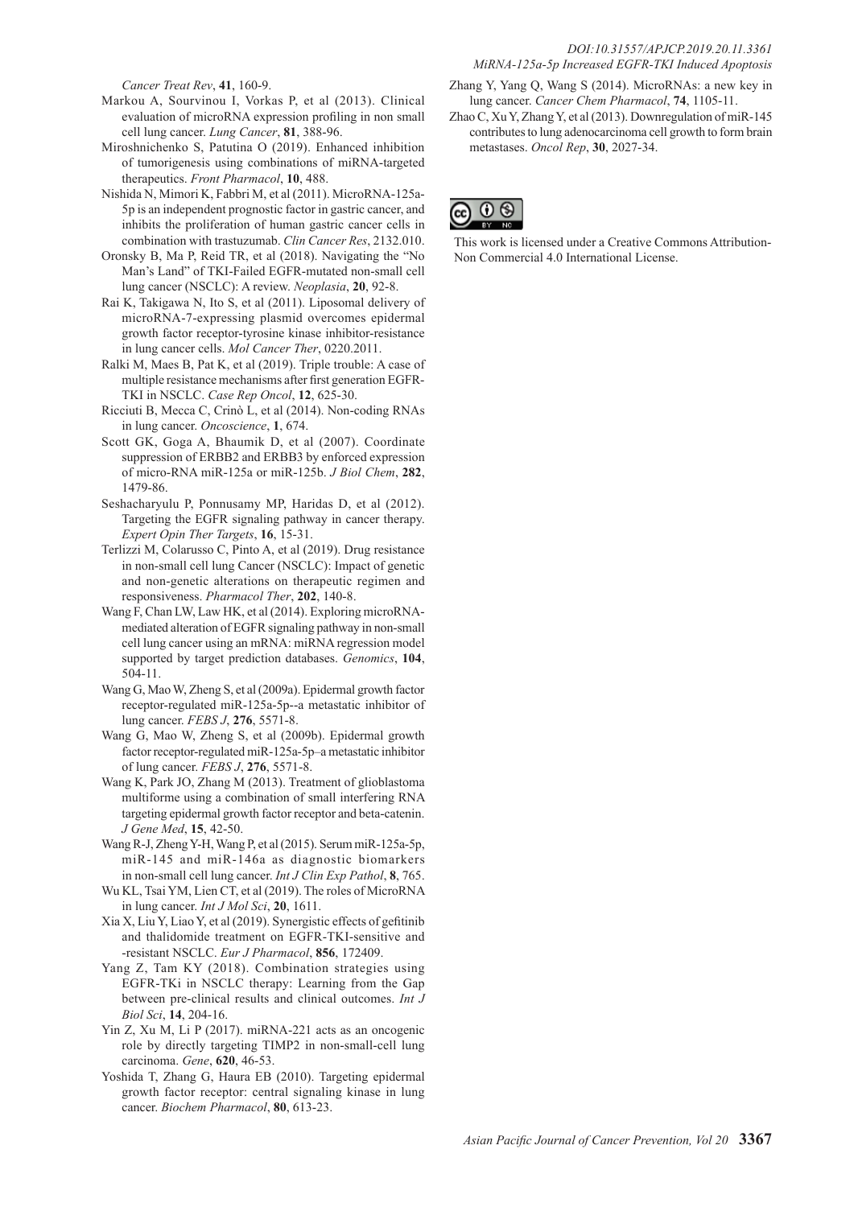Cancer Treat Rev*, **41**, 160-9.

Markou A, Sourvinou I, Vorkas P, et al (2013). Clinical evaluation of microRNA expression profiling in non small cell lung cancer. *Lung Cancer*, **81**, 388-96.

Miroshnichenko S, Patutina O (2019). Enhanced inhibition of tumorigenesis using combinations of miRNA-targeted therapeutics. *Front Pharmacol*, **10**, 488.

Nishida N, Mimori K, Fabbri M, et al (2011). MicroRNA-125a-5p is an independent prognostic factor in gastric cancer, and inhibits the proliferation of human gastric cancer cells in combination with trastuzumab. *Clin Cancer Res*, 2132.010.

Oronsky B, Ma P, Reid TR, et al (2018). Navigating the "No Man's Land" of TKI-Failed EGFR-mutated non-small cell lung cancer (NSCLC): A review. *Neoplasia*, **20**, 92-8.

Rai K, Takigawa N, Ito S, et al (2011). Liposomal delivery of microRNA-7-expressing plasmid overcomes epidermal growth factor receptor-tyrosine kinase inhibitor-resistance in lung cancer cells. *Mol Cancer Ther*, 0220.2011.

Ralki M, Maes B, Pat K, et al (2019). Triple trouble: A case of multiple resistance mechanisms after first generation EGFR-TKI in NSCLC. *Case Rep Oncol*, **12**, 625-30.

Ricciuti B, Mecca C, Crinò L, et al (2014). Non-coding RNAs in lung cancer. *Oncoscience*, **1**, 674.

Scott GK, Goga A, Bhaumik D, et al (2007). Coordinate suppression of ERBB2 and ERBB3 by enforced expression of micro-RNA miR-125a or miR-125b. *J Biol Chem*, **282**, 1479-86.

Seshacharyulu P, Ponnusamy MP, Haridas D, et al (2012). Targeting the EGFR signaling pathway in cancer therapy. *Expert Opin Ther Targets*, **16**, 15-31.

Terlizzi M, Colarusso C, Pinto A, et al (2019). Drug resistance in non-small cell lung Cancer (NSCLC): Impact of genetic and non-genetic alterations on therapeutic regimen and responsiveness. *Pharmacol Ther*, **202**, 140-8.

Wang F, Chan LW, Law HK, et al (2014). Exploring microRNA-mediated alteration of EGFR signaling pathway in non-small cell lung cancer using an mRNA: miRNA regression model supported by target prediction databases. *Genomics*, **104**, 504-11.

Wang G, Mao W, Zheng S, et al (2009a). Epidermal growth factor receptor-regulated miR-125a-5p--a metastatic inhibitor of lung cancer. *FEBS J*, **276**, 5571-8.

Wang G, Mao W, Zheng S, et al (2009b). Epidermal growth factor receptor-regulated miR-125a-5p–a metastatic inhibitor of lung cancer. *FEBS J*, **276**, 5571-8.

Wang K, Park JO, Zhang M (2013). Treatment of glioblastoma multiforme using a combination of small interfering RNA targeting epidermal growth factor receptor and beta-catenin. *J Gene Med*, **15**, 42-50.

Wang R-J, Zheng Y-H, Wang P, et al (2015). Serum miR-125a-5p, miR-145 and miR-146a as diagnostic biomarkers in non-small cell lung cancer. *Int J Clin Exp Pathol*, **8**, 765.

Wu KL, Tsai YM, Lien CT, et al (2019). The roles of MicroRNA in lung cancer. *Int J Mol Sci*, **20**, 1611.

Xia X, Liu Y, Liao Y, et al (2019). Synergistic effects of gefitinib and thalidomide treatment on EGFR-TKI-sensitive and -resistant NSCLC. *Eur J Pharmacol*, **856**, 172409.

Yang Z, Tam KY (2018). Combination strategies using EGFR-TKi in NSCLC therapy: Learning from the Gap between pre-clinical results and clinical outcomes. *Int J Biol Sci*, **14**, 204-16.

Yin Z, Xu M, Li P (2017). miRNA-221 acts as an oncogenic role by directly targeting TIMP2 in non-small-cell lung carcinoma. *Gene*, **620**, 46-53.

Yoshida T, Zhang G, Haura EB (2010). Targeting epidermal growth factor receptor: central signaling kinase in lung cancer. *Biochem Pharmacol*, **80**, 613-23.

Zhang Y, Yang Q, Wang S (2014). MicroRNAs: a new key in lung cancer. *Cancer Chem Pharmacol*, **74**, 1105-11.

Zhao C, Xu Y, Zhang Y, et al (2013). Downregulation of miR-145 contributes to lung adenocarcinoma cell growth to form brain metastases. *Oncol Rep*, **30**, 2027-34.

This work is licensed under a Creative Commons Attribution-Non Commercial 4.0 International License.